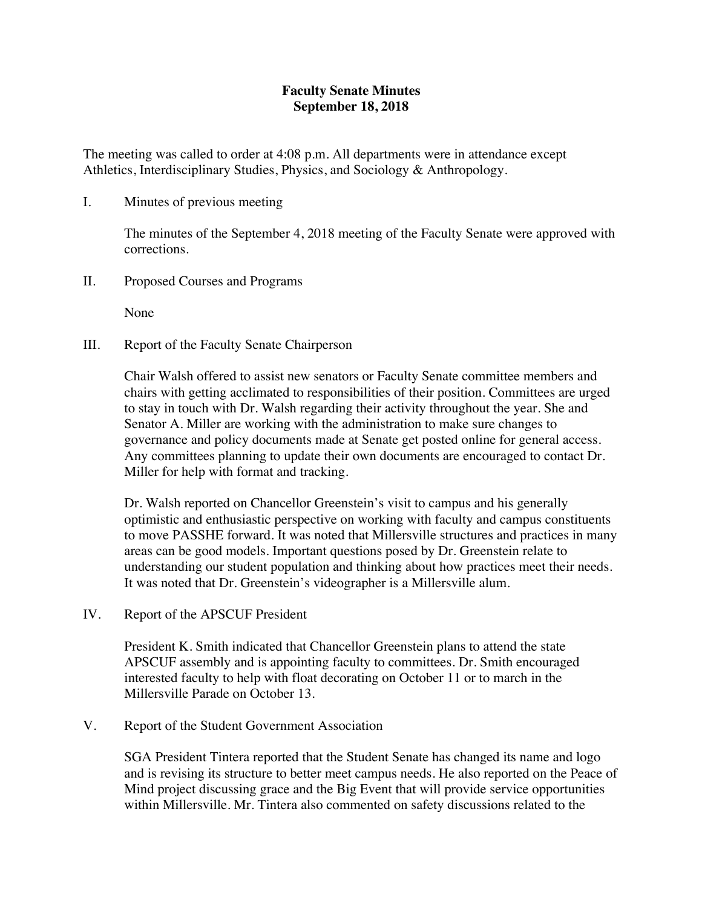# Faculty Senate Minutes
## September 18, 2018

The meeting was called to order at 4:08 p.m. All departments were in attendance except Athletics, Interdisciplinary Studies, Physics, and Sociology & Anthropology.

I. Minutes of previous meeting

The minutes of the September 4, 2018 meeting of the Faculty Senate were approved with corrections.

II. Proposed Courses and Programs

None

III. Report of the Faculty Senate Chairperson

Chair Walsh offered to assist new senators or Faculty Senate committee members and chairs with getting acclimated to responsibilities of their position. Committees are urged to stay in touch with Dr. Walsh regarding their activity throughout the year. She and Senator A. Miller are working with the administration to make sure changes to governance and policy documents made at Senate get posted online for general access. Any committees planning to update their own documents are encouraged to contact Dr. Miller for help with format and tracking.

Dr. Walsh reported on Chancellor Greenstein's visit to campus and his generally optimistic and enthusiastic perspective on working with faculty and campus constituents to move PASSHE forward. It was noted that Millersville structures and practices in many areas can be good models. Important questions posed by Dr. Greenstein relate to understanding our student population and thinking about how practices meet their needs. It was noted that Dr. Greenstein's videographer is a Millersville alum.

IV. Report of the APSCUF President

President K. Smith indicated that Chancellor Greenstein plans to attend the state APSCUF assembly and is appointing faculty to committees. Dr. Smith encouraged interested faculty to help with float decorating on October 11 or to march in the Millersville Parade on October 13.

V. Report of the Student Government Association

SGA President Tintera reported that the Student Senate has changed its name and logo and is revising its structure to better meet campus needs. He also reported on the Peace of Mind project discussing grace and the Big Event that will provide service opportunities within Millersville. Mr. Tintera also commented on safety discussions related to the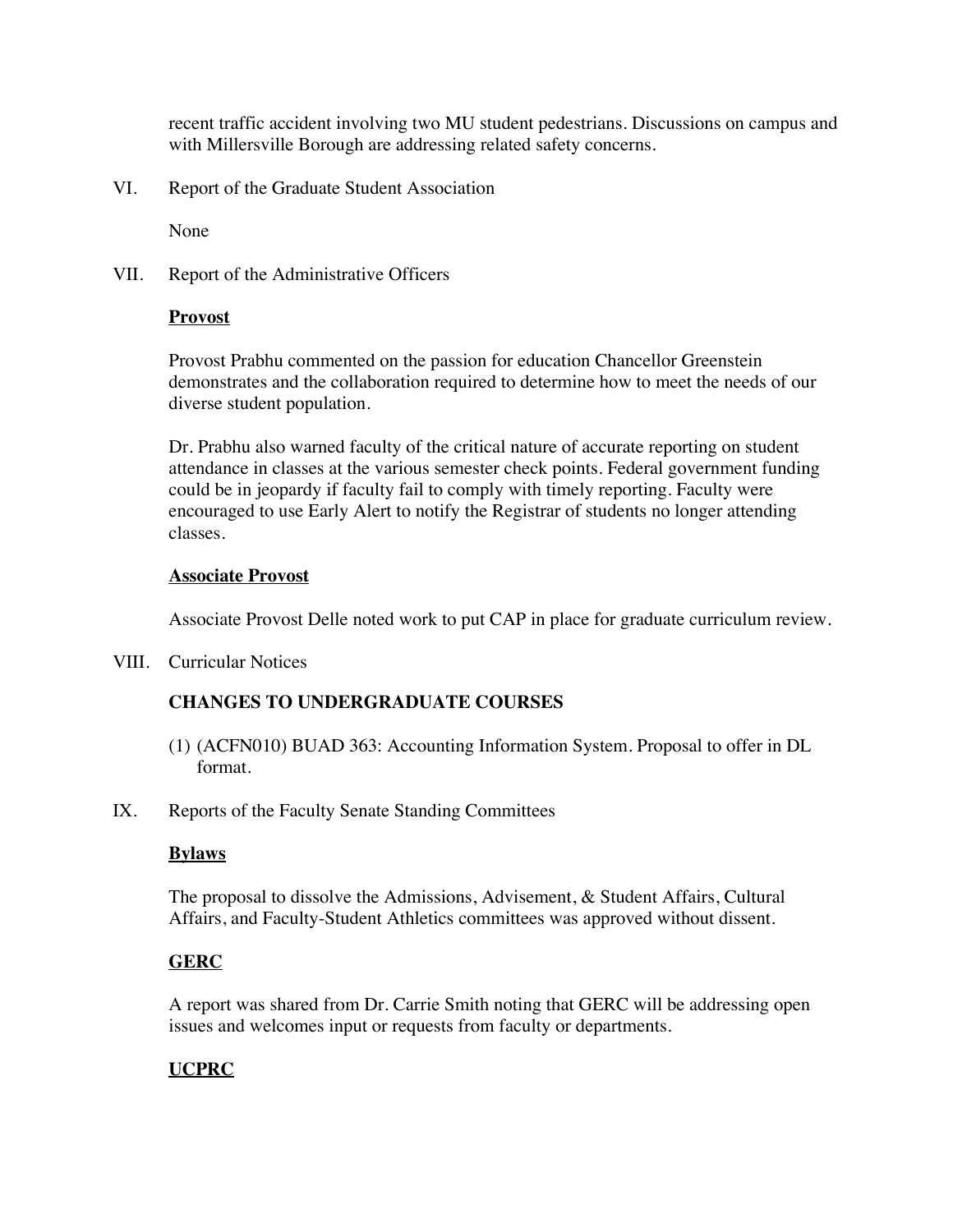recent traffic accident involving two MU student pedestrians. Discussions on campus and with Millersville Borough are addressing related safety concerns.

VI. Report of the Graduate Student Association

None

VII. Report of the Administrative Officers

**Provost**

Provost Prabhu commented on the passion for education Chancellor Greenstein demonstrates and the collaboration required to determine how to meet the needs of our diverse student population.

Dr. Prabhu also warned faculty of the critical nature of accurate reporting on student attendance in classes at the various semester check points. Federal government funding could be in jeopardy if faculty fail to comply with timely reporting. Faculty were encouraged to use Early Alert to notify the Registrar of students no longer attending classes.

**Associate Provost**

Associate Provost Delle noted work to put CAP in place for graduate curriculum review.

VIII. Curricular Notices

**CHANGES TO UNDERGRADUATE COURSES**

(1) (ACFN010) BUAD 363: Accounting Information System. Proposal to offer in DL format.

IX. Reports of the Faculty Senate Standing Committees

**Bylaws**

The proposal to dissolve the Admissions, Advisement, & Student Affairs, Cultural Affairs, and Faculty-Student Athletics committees was approved without dissent.

**GERC**

A report was shared from Dr. Carrie Smith noting that GERC will be addressing open issues and welcomes input or requests from faculty or departments.

**UCPRC**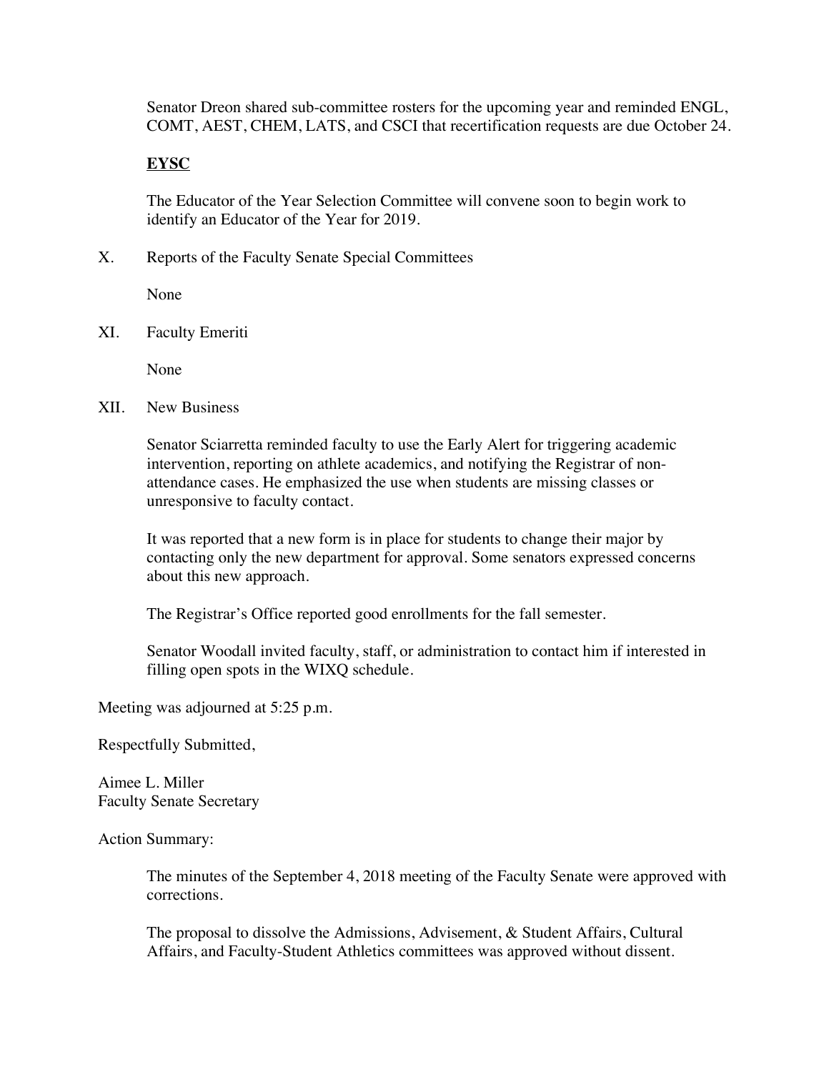Senator Dreon shared sub-committee rosters for the upcoming year and reminded ENGL, COMT, AEST, CHEM, LATS, and CSCI that recertification requests are due October 24.

**EYSC**

The Educator of the Year Selection Committee will convene soon to begin work to identify an Educator of the Year for 2019.

X. Reports of the Faculty Senate Special Committees

None

XI. Faculty Emeriti

None

XII. New Business

Senator Sciarretta reminded faculty to use the Early Alert for triggering academic intervention, reporting on athlete academics, and notifying the Registrar of non-attendance cases. He emphasized the use when students are missing classes or unresponsive to faculty contact.

It was reported that a new form is in place for students to change their major by contacting only the new department for approval. Some senators expressed concerns about this new approach.

The Registrar's Office reported good enrollments for the fall semester.

Senator Woodall invited faculty, staff, or administration to contact him if interested in filling open spots in the WIXQ schedule.

Meeting was adjourned at 5:25 p.m.

Respectfully Submitted,

Aimee L. Miller
Faculty Senate Secretary

Action Summary:

The minutes of the September 4, 2018 meeting of the Faculty Senate were approved with corrections.

The proposal to dissolve the Admissions, Advisement, & Student Affairs, Cultural Affairs, and Faculty-Student Athletics committees was approved without dissent.